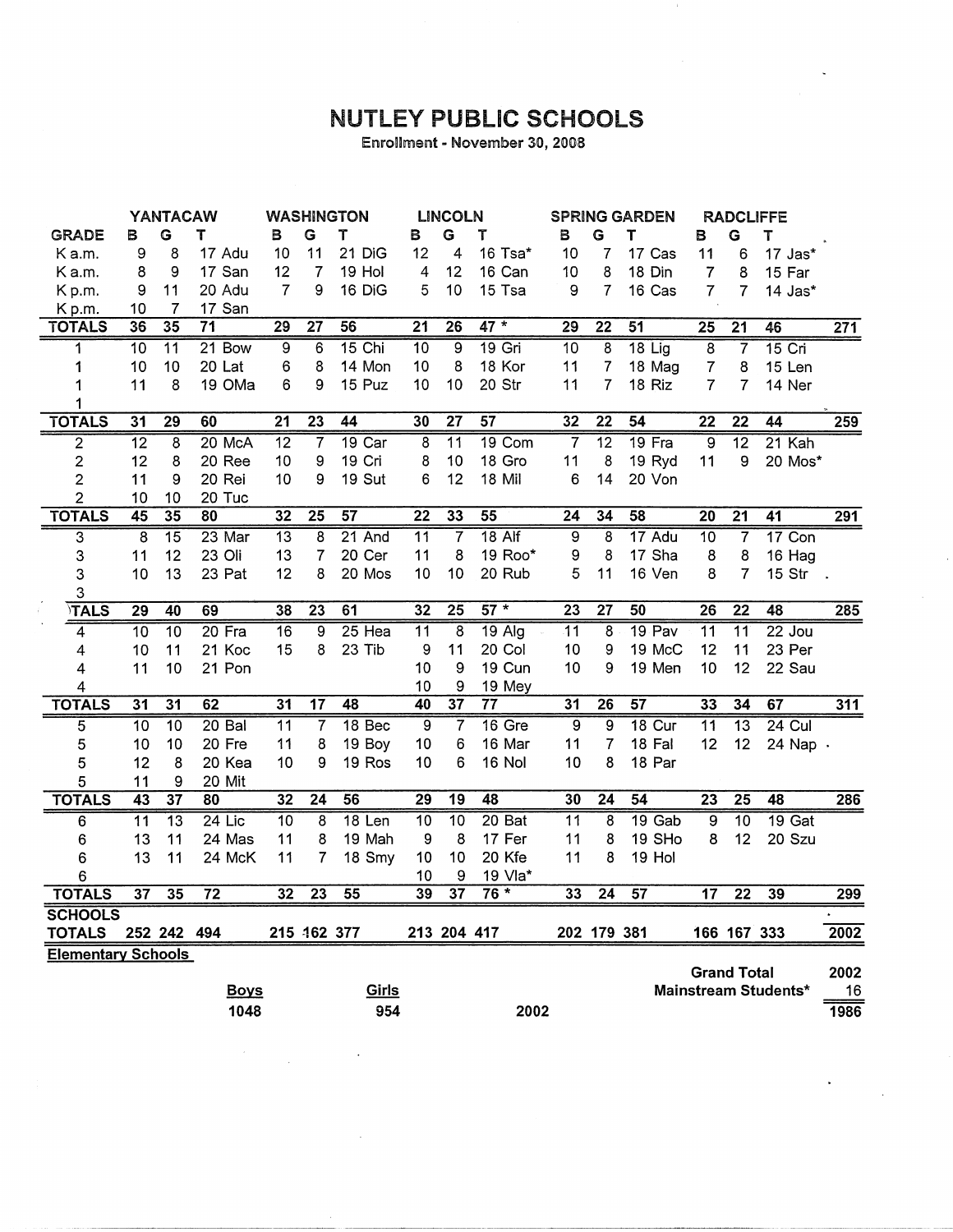# NUTLEY PUBLIC SCHOOLS

Enrollment - November 30, 2008

| | YANTACAW | | | WASHINGTON | | | LINCOLN | | | SPRING GARDEN | | | RADCLIFFE | | | |
|---|---|---|---|---|---|---|---|---|---|---|---|---|---|---|---|---|
| GRADE | B | G | T | B | G | T | B | G | T | B | G | T | B | G | T | |
| K a.m. | 9 | 8 | 17 Adu | 10 | 11 | 21 DiG | 12 | 4 | 16 Tsa* | 10 | 7 | 17 Cas | 11 | 6 | 17 Jas* | |
| K a.m. | 8 | 9 | 17 San | 12 | 7 | 19 Hol | 4 | 12 | 16 Can | 10 | 8 | 18 Din | 7 | 8 | 15 Far | |
| K p.m. | 9 | 11 | 20 Adu | 7 | 9 | 16 DiG | 5 | 10 | 15 Tsa | 9 | 7 | 16 Cas | 7 | 7 | 14 Jas* | |
| K p.m. | 10 | 7 | 17 San | | | | | | | | | | | | | |
| **TOTALS** | 36 | 35 | 71 | 29 | 27 | 56 | 21 | 26 | 47 * | 29 | 22 | 51 | 25 | 21 | 46 | 271 |
| 1 | 10 | 11 | 21 Bow | 9 | 6 | 15 Chi | 10 | 9 | 19 Gri | 10 | 8 | 18 Lig | 8 | 7 | 15 Cri | |
| 1 | 10 | 10 | 20 Lat | 6 | 8 | 14 Mon | 10 | 8 | 18 Kor | 11 | 7 | 18 Mag | 7 | 8 | 15 Len | |
| 1 | 11 | 8 | 19 OMa | 6 | 9 | 15 Puz | 10 | 10 | 20 Str | 11 | 7 | 18 Riz | 7 | 7 | 14 Ner | |
| 1 | | | | | | | | | | | | | | | | |
| **TOTALS** | 31 | 29 | 60 | 21 | 23 | 44 | 30 | 27 | 57 | 32 | 22 | 54 | 22 | 22 | 44 | 259 |
| 2 | 12 | 8 | 20 McA | 12 | 7 | 19 Car | 8 | 11 | 19 Com | 7 | 12 | 19 Fra | 9 | 12 | 21 Kah | |
| 2 | 12 | 8 | 20 Ree | 10 | 9 | 19 Cri | 8 | 10 | 18 Gro | 11 | 8 | 19 Ryd | 11 | 9 | 20 Mos* | |
| 2 | 11 | 9 | 20 Rei | 10 | 9 | 19 Sut | 6 | 12 | 18 Mil | 6 | 14 | 20 Von | | | | |
| 2 | 10 | 10 | 20 Tuc | | | | | | | | | | | | | |
| **TOTALS** | 45 | 35 | 80 | 32 | 25 | 57 | 22 | 33 | 55 | 24 | 34 | 58 | 20 | 21 | 41 | 291 |
| 3 | 8 | 15 | 23 Mar | 13 | 8 | 21 And | 11 | 7 | 18 Alf | 9 | 8 | 17 Adu | 10 | 7 | 17 Con | |
| 3 | 11 | 12 | 23 Oli | 13 | 7 | 20 Cer | 11 | 8 | 19 Roo* | 9 | 8 | 17 Sha | 8 | 8 | 16 Hag | |
| 3 | 10 | 13 | 23 Pat | 12 | 8 | 20 Mos | 10 | 10 | 20 Rub | 5 | 11 | 16 Ven | 8 | 7 | 15 Str | |
| 3 | | | | | | | | | | | | | | | | |
| **TALS** | 29 | 40 | 69 | 38 | 23 | 61 | 32 | 25 | 57 * | 23 | 27 | 50 | 26 | 22 | 48 | 285 |
| 4 | 10 | 10 | 20 Fra | 16 | 9 | 25 Hea | 11 | 8 | 19 Alg | 11 | 8 | 19 Pav | 11 | 11 | 22 Jou | |
| 4 | 10 | 11 | 21 Koc | 15 | 8 | 23 Tib | 9 | 11 | 20 Col | 10 | 9 | 19 McC | 12 | 11 | 23 Per | |
| 4 | 11 | 10 | 21 Pon | | | | 10 | 9 | 19 Cun | 10 | 9 | 19 Men | 10 | 12 | 22 Sau | |
| 4 | | | | | | | 10 | 9 | 19 Mey | | | | | | | |
| **TOTALS** | 31 | 31 | 62 | 31 | 17 | 48 | 40 | 37 | 77 | 31 | 26 | 57 | 33 | 34 | 67 | 311 |
| 5 | 10 | 10 | 20 Bal | 11 | 7 | 18 Bec | 9 | 7 | 16 Gre | 9 | 9 | 18 Cur | 11 | 13 | 24 Cul | |
| 5 | 10 | 10 | 20 Fre | 11 | 8 | 19 Boy | 10 | 6 | 16 Mar | 11 | 7 | 18 Fal | 12 | 12 | 24 Nap | |
| 5 | 12 | 8 | 20 Kea | 10 | 9 | 19 Ros | 10 | 6 | 16 Nol | 10 | 8 | 18 Par | | | | |
| 5 | 11 | 9 | 20 Mit | | | | | | | | | | | | | |
| **TOTALS** | 43 | 37 | 80 | 32 | 24 | 56 | 29 | 19 | 48 | 30 | 24 | 54 | 23 | 25 | 48 | 286 |
| 6 | 11 | 13 | 24 Lic | 10 | 8 | 18 Len | 10 | 10 | 20 Bat | 11 | 8 | 19 Gab | 9 | 10 | 19 Gat | |
| 6 | 13 | 11 | 24 Mas | 11 | 8 | 19 Mah | 9 | 8 | 17 Fer | 11 | 8 | 19 SHo | 8 | 12 | 20 Szu | |
| 6 | 13 | 11 | 24 McK | 11 | 7 | 18 Smy | 10 | 10 | 20 Kfe | 11 | 8 | 19 Hol | | | | |
| 6 | | | | | | | 10 | 9 | 19 Vla* | | | | | | | |
| **TOTALS** | 37 | 35 | 72 | 32 | 23 | 55 | 39 | 37 | 76 * | 33 | 24 | 57 | 17 | 22 | 39 | 299 |
| **SCHOOLS TOTALS** | 252 | 242 | 494 | 215 | 162 | 377 | 213 | 204 | 417 | 202 | 179 | 381 | 166 | 167 | 333 | 2002 |

**Elementary Schools**

| Boys | Girls | |
|---|---|---|
| 1048 | 954 | 2002 |

| | |
|---|---|
| Grand Total | 2002 |
| Mainstream Students* | 16 |
| | 1986 |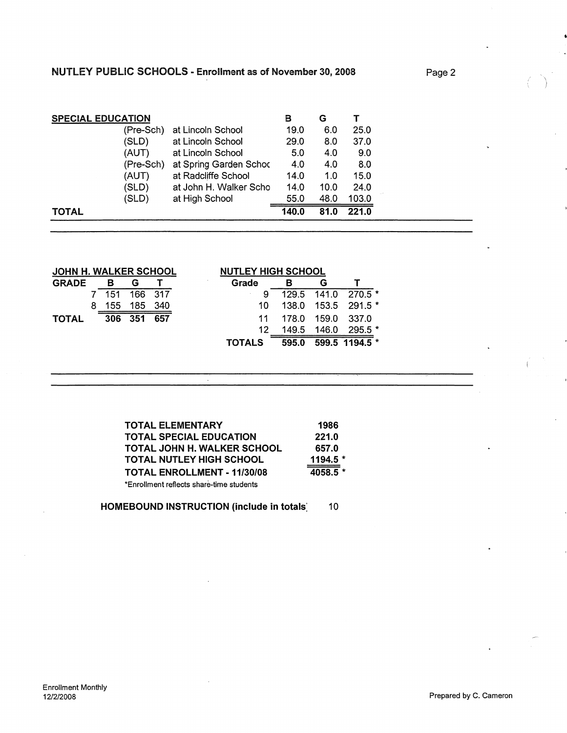## NUTLEY PUBLIC SCHOOLS - Enrollment as of November 30, 2008

| SPECIAL EDUCATION | | | B | G | T |
|---|---|---|---|---|---|
| | (Pre-Sch) | at Lincoln School | 19.0 | 6.0 | 25.0 |
| | (SLD) | at Lincoln School | 29.0 | 8.0 | 37.0 |
| | (AUT) | at Lincoln School | 5.0 | 4.0 | 9.0 |
| | (Pre-Sch) | at Spring Garden Schoc | 4.0 | 4.0 | 8.0 |
| | (AUT) | at Radcliffe School | 14.0 | 1.0 | 15.0 |
| | (SLD) | at John H. Walker Scho | 14.0 | 10.0 | 24.0 |
| | (SLD) | at High School | 55.0 | 48.0 | 103.0 |
| **TOTAL** | | | **140.0** | **81.0** | **221.0** |

**JOHN H. WALKER SCHOOL**

| GRADE | B | G | T |
|---|---|---|---|
| 7 | 151 | 166 | 317 |
| 8 | 155 | 185 | 340 |
| **TOTAL** | **306** | **351** | **657** |

**NUTLEY HIGH SCHOOL**

| Grade | B | G | T |
|---|---|---|---|
| 9 | 129.5 | 141.0 | 270.5 * |
| 10 | 138.0 | 153.5 | 291.5 * |
| 11 | 178.0 | 159.0 | 337.0 |
| 12 | 149.5 | 146.0 | 295.5 * |
| **TOTALS** | **595.0** | **599.5** | **1194.5 *** |

| | |
|---|---|
| **TOTAL ELEMENTARY** | **1986** |
| **TOTAL SPECIAL EDUCATION** | **221.0** |
| **TOTAL JOHN H. WALKER SCHOOL** | **657.0** |
| **TOTAL NUTLEY HIGH SCHOOL** | **1194.5 *** |
| **TOTAL ENROLLMENT - 11/30/08** | **4058.5 *** |

*Enrollment reflects share-time students

**HOMEBOUND INSTRUCTION (include in totals)** 10

Enrollment Monthly
12/2/2008

Prepared by C. Cameron